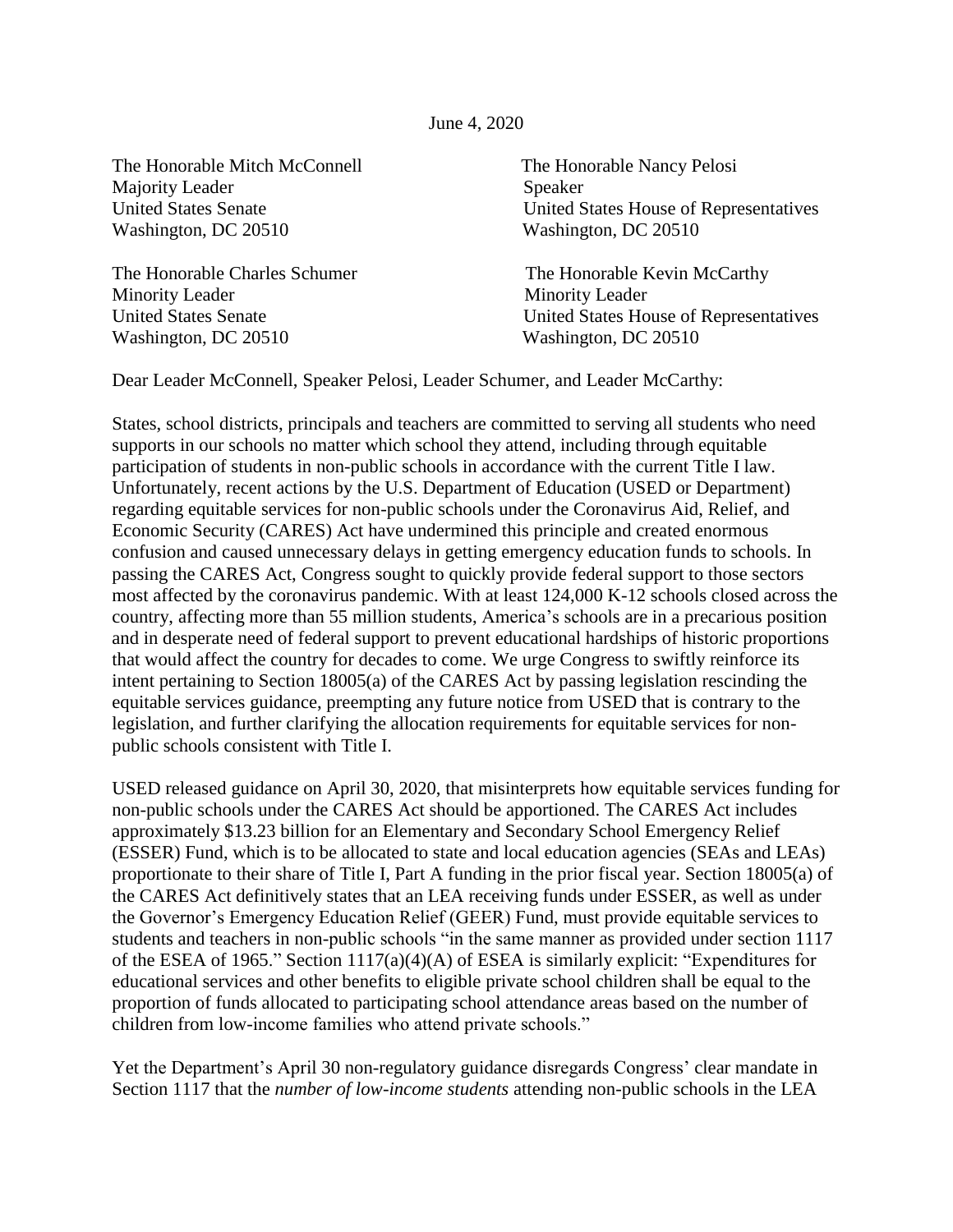June 4, 2020

The Honorable Mitch McConnell
Majority Leader
United States Senate
Washington, DC 20510

The Honorable Nancy Pelosi
Speaker
United States House of Representatives
Washington, DC 20510

The Honorable Charles Schumer
Minority Leader
United States Senate
Washington, DC 20510

The Honorable Kevin McCarthy
Minority Leader
United States House of Representatives
Washington, DC 20510

Dear Leader McConnell, Speaker Pelosi, Leader Schumer, and Leader McCarthy:

States, school districts, principals and teachers are committed to serving all students who need supports in our schools no matter which school they attend, including through equitable participation of students in non-public schools in accordance with the current Title I law. Unfortunately, recent actions by the U.S. Department of Education (USED or Department) regarding equitable services for non-public schools under the Coronavirus Aid, Relief, and Economic Security (CARES) Act have undermined this principle and created enormous confusion and caused unnecessary delays in getting emergency education funds to schools. In passing the CARES Act, Congress sought to quickly provide federal support to those sectors most affected by the coronavirus pandemic. With at least 124,000 K-12 schools closed across the country, affecting more than 55 million students, America's schools are in a precarious position and in desperate need of federal support to prevent educational hardships of historic proportions that would affect the country for decades to come. We urge Congress to swiftly reinforce its intent pertaining to Section 18005(a) of the CARES Act by passing legislation rescinding the equitable services guidance, preempting any future notice from USED that is contrary to the legislation, and further clarifying the allocation requirements for equitable services for non-public schools consistent with Title I.

USED released guidance on April 30, 2020, that misinterprets how equitable services funding for non-public schools under the CARES Act should be apportioned. The CARES Act includes approximately $13.23 billion for an Elementary and Secondary School Emergency Relief (ESSER) Fund, which is to be allocated to state and local education agencies (SEAs and LEAs) proportionate to their share of Title I, Part A funding in the prior fiscal year. Section 18005(a) of the CARES Act definitively states that an LEA receiving funds under ESSER, as well as under the Governor's Emergency Education Relief (GEER) Fund, must provide equitable services to students and teachers in non-public schools "in the same manner as provided under section 1117 of the ESEA of 1965." Section 1117(a)(4)(A) of ESEA is similarly explicit: "Expenditures for educational services and other benefits to eligible private school children shall be equal to the proportion of funds allocated to participating school attendance areas based on the number of children from low-income families who attend private schools."

Yet the Department's April 30 non-regulatory guidance disregards Congress' clear mandate in Section 1117 that the *number of low-income students* attending non-public schools in the LEA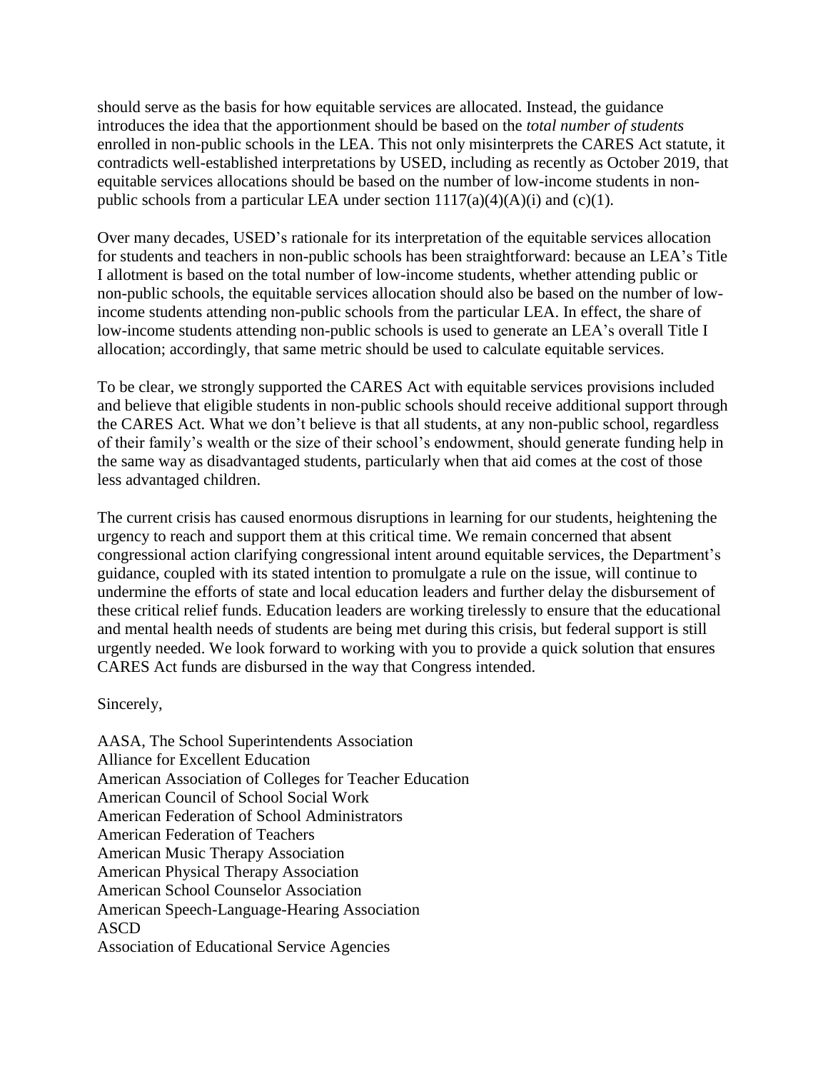should serve as the basis for how equitable services are allocated. Instead, the guidance introduces the idea that the apportionment should be based on the *total number of students* enrolled in non-public schools in the LEA. This not only misinterprets the CARES Act statute, it contradicts well-established interpretations by USED, including as recently as October 2019, that equitable services allocations should be based on the number of low-income students in non-public schools from a particular LEA under section 1117(a)(4)(A)(i) and (c)(1).

Over many decades, USED's rationale for its interpretation of the equitable services allocation for students and teachers in non-public schools has been straightforward: because an LEA's Title I allotment is based on the total number of low-income students, whether attending public or non-public schools, the equitable services allocation should also be based on the number of low-income students attending non-public schools from the particular LEA. In effect, the share of low-income students attending non-public schools is used to generate an LEA's overall Title I allocation; accordingly, that same metric should be used to calculate equitable services.

To be clear, we strongly supported the CARES Act with equitable services provisions included and believe that eligible students in non-public schools should receive additional support through the CARES Act. What we don't believe is that all students, at any non-public school, regardless of their family's wealth or the size of their school's endowment, should generate funding help in the same way as disadvantaged students, particularly when that aid comes at the cost of those less advantaged children.

The current crisis has caused enormous disruptions in learning for our students, heightening the urgency to reach and support them at this critical time. We remain concerned that absent congressional action clarifying congressional intent around equitable services, the Department's guidance, coupled with its stated intention to promulgate a rule on the issue, will continue to undermine the efforts of state and local education leaders and further delay the disbursement of these critical relief funds. Education leaders are working tirelessly to ensure that the educational and mental health needs of students are being met during this crisis, but federal support is still urgently needed. We look forward to working with you to provide a quick solution that ensures CARES Act funds are disbursed in the way that Congress intended.

Sincerely,

AASA, The School Superintendents Association
Alliance for Excellent Education
American Association of Colleges for Teacher Education
American Council of School Social Work
American Federation of School Administrators
American Federation of Teachers
American Music Therapy Association
American Physical Therapy Association
American School Counselor Association
American Speech-Language-Hearing Association
ASCD
Association of Educational Service Agencies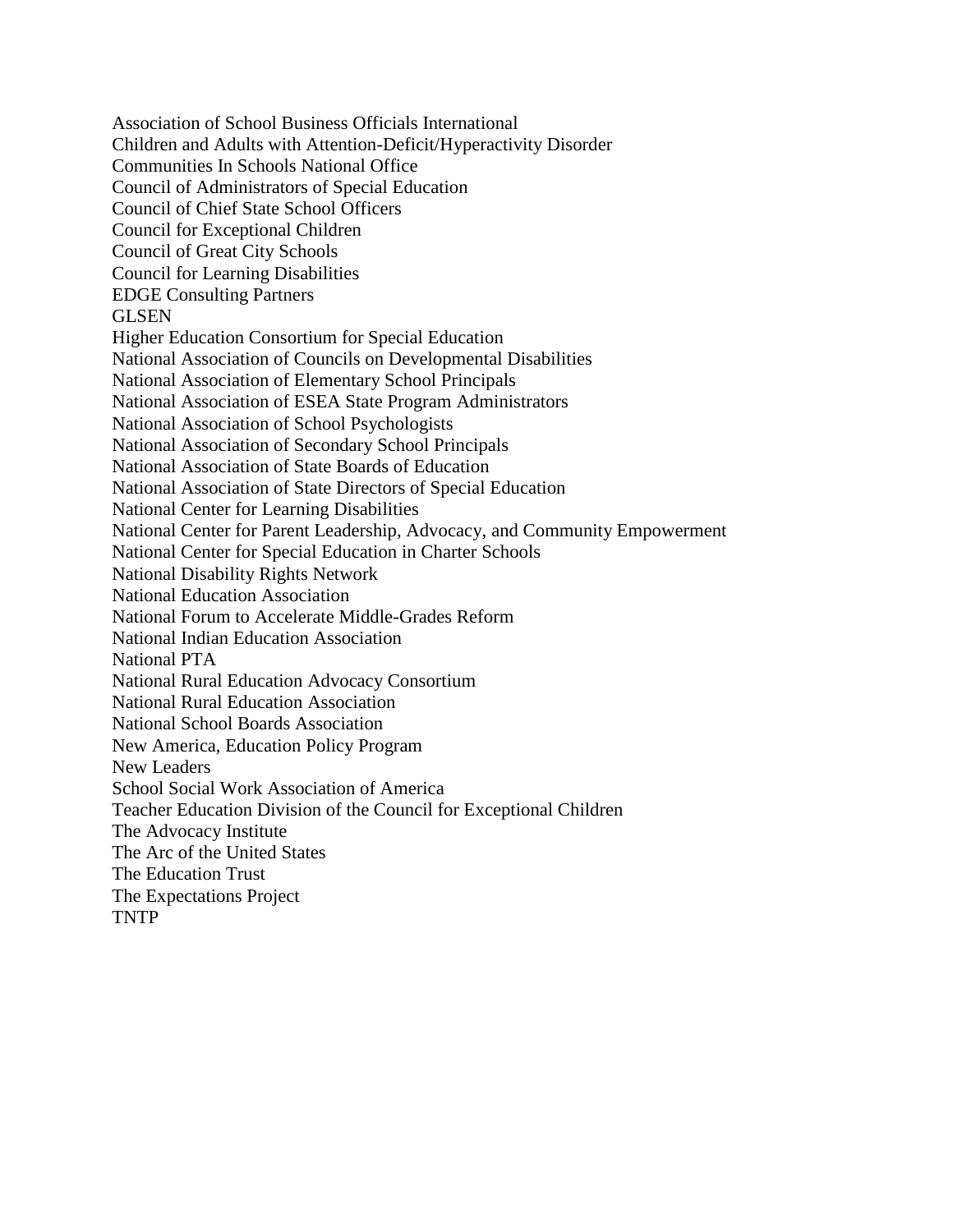Association of School Business Officials International
Children and Adults with Attention-Deficit/Hyperactivity Disorder
Communities In Schools National Office
Council of Administrators of Special Education
Council of Chief State School Officers
Council for Exceptional Children
Council of Great City Schools
Council for Learning Disabilities
EDGE Consulting Partners
GLSEN
Higher Education Consortium for Special Education
National Association of Councils on Developmental Disabilities
National Association of Elementary School Principals
National Association of ESEA State Program Administrators
National Association of School Psychologists
National Association of Secondary School Principals
National Association of State Boards of Education
National Association of State Directors of Special Education
National Center for Learning Disabilities
National Center for Parent Leadership, Advocacy, and Community Empowerment
National Center for Special Education in Charter Schools
National Disability Rights Network
National Education Association
National Forum to Accelerate Middle-Grades Reform
National Indian Education Association
National PTA
National Rural Education Advocacy Consortium
National Rural Education Association
National School Boards Association
New America, Education Policy Program
New Leaders
School Social Work Association of America
Teacher Education Division of the Council for Exceptional Children
The Advocacy Institute
The Arc of the United States
The Education Trust
The Expectations Project
TNTP